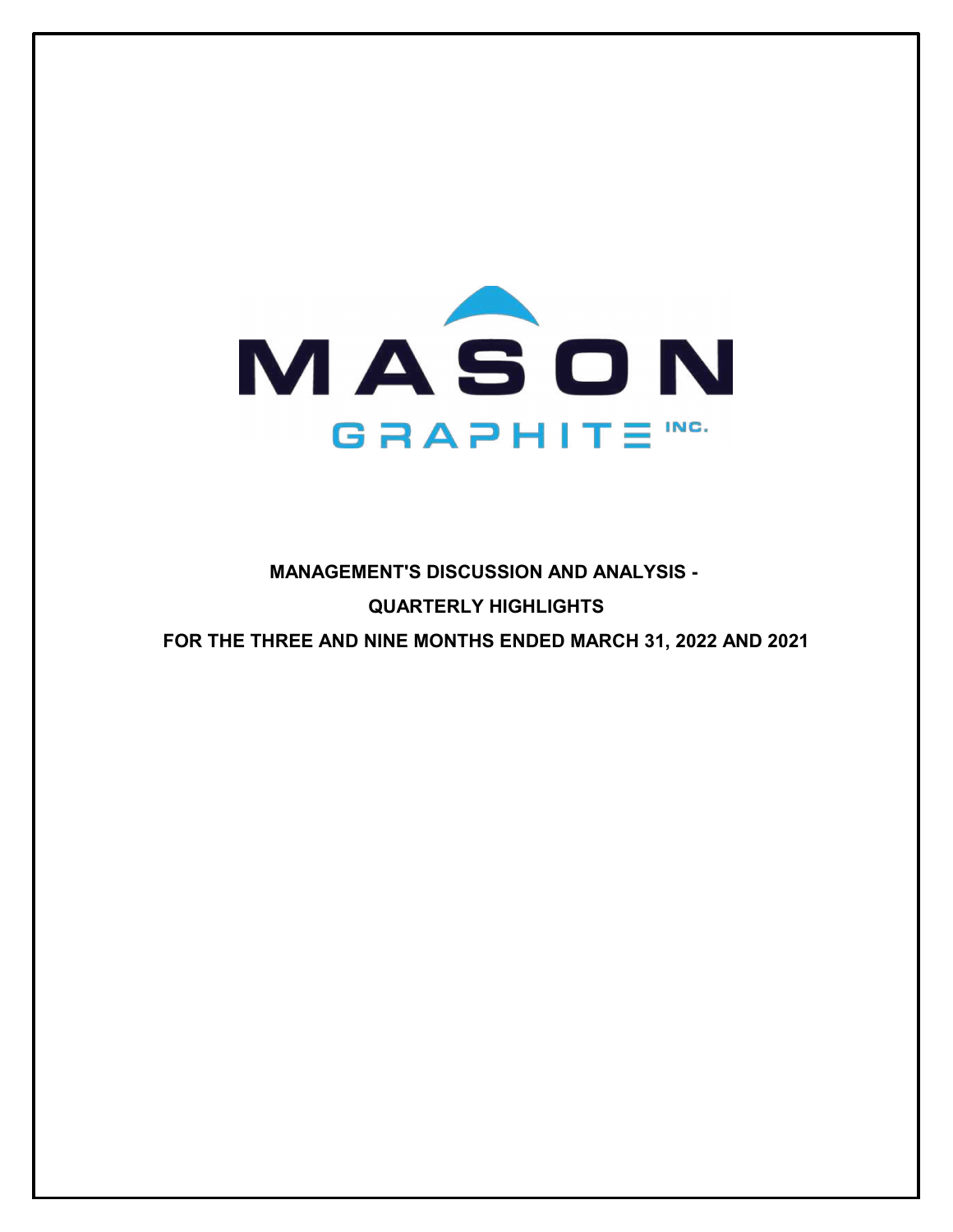MASON GRAPHITE INC.

**MANAGEMENT'S DISCUSSION AND ANALYSIS -**

**QUARTERLY HIGHLIGHTS**

**FOR THE THREE AND NINE MONTHS ENDED MARCH 31, 2022 AND 2021**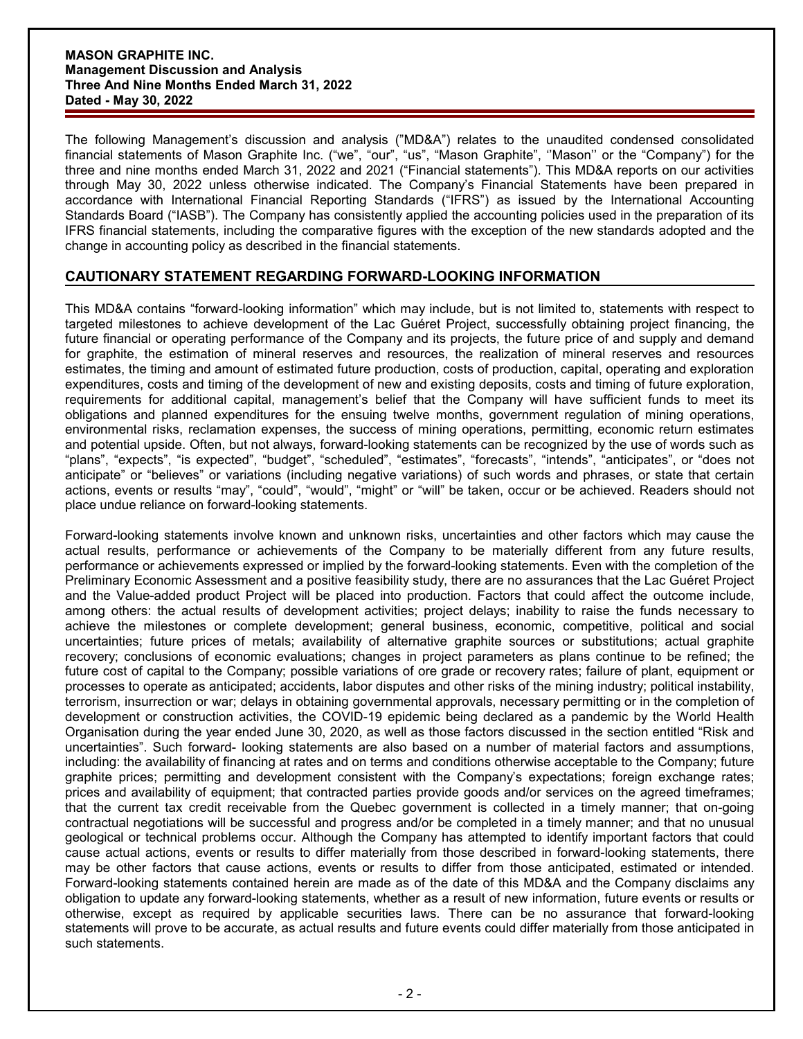The following Management's discussion and analysis ("MD&A") relates to the unaudited condensed consolidated financial statements of Mason Graphite Inc. ("we", "our", "us", "Mason Graphite", ''Mason'' or the "Company") for the three and nine months ended March 31, 2022 and 2021 ("Financial statements"). This MD&A reports on our activities through May 30, 2022 unless otherwise indicated. The Company's Financial Statements have been prepared in accordance with International Financial Reporting Standards ("IFRS") as issued by the International Accounting Standards Board ("IASB"). The Company has consistently applied the accounting policies used in the preparation of its IFRS financial statements, including the comparative figures with the exception of the new standards adopted and the change in accounting policy as described in the financial statements.

## CAUTIONARY STATEMENT REGARDING FORWARD-LOOKING INFORMATION

This MD&A contains "forward-looking information" which may include, but is not limited to, statements with respect to targeted milestones to achieve development of the Lac Guéret Project, successfully obtaining project financing, the future financial or operating performance of the Company and its projects, the future price of and supply and demand for graphite, the estimation of mineral reserves and resources, the realization of mineral reserves and resources estimates, the timing and amount of estimated future production, costs of production, capital, operating and exploration expenditures, costs and timing of the development of new and existing deposits, costs and timing of future exploration, requirements for additional capital, management's belief that the Company will have sufficient funds to meet its obligations and planned expenditures for the ensuing twelve months, government regulation of mining operations, environmental risks, reclamation expenses, the success of mining operations, permitting, economic return estimates and potential upside. Often, but not always, forward-looking statements can be recognized by the use of words such as "plans", "expects", "is expected", "budget", "scheduled", "estimates", "forecasts", "intends", "anticipates", or "does not anticipate" or "believes" or variations (including negative variations) of such words and phrases, or state that certain actions, events or results "may", "could", "would", "might" or "will" be taken, occur or be achieved. Readers should not place undue reliance on forward-looking statements.

Forward-looking statements involve known and unknown risks, uncertainties and other factors which may cause the actual results, performance or achievements of the Company to be materially different from any future results, performance or achievements expressed or implied by the forward-looking statements. Even with the completion of the Preliminary Economic Assessment and a positive feasibility study, there are no assurances that the Lac Guéret Project and the Value-added product Project will be placed into production. Factors that could affect the outcome include, among others: the actual results of development activities; project delays; inability to raise the funds necessary to achieve the milestones or complete development; general business, economic, competitive, political and social uncertainties; future prices of metals; availability of alternative graphite sources or substitutions; actual graphite recovery; conclusions of economic evaluations; changes in project parameters as plans continue to be refined; the future cost of capital to the Company; possible variations of ore grade or recovery rates; failure of plant, equipment or processes to operate as anticipated; accidents, labor disputes and other risks of the mining industry; political instability, terrorism, insurrection or war; delays in obtaining governmental approvals, necessary permitting or in the completion of development or construction activities, the COVID-19 epidemic being declared as a pandemic by the World Health Organisation during the year ended June 30, 2020, as well as those factors discussed in the section entitled "Risk and uncertainties". Such forward- looking statements are also based on a number of material factors and assumptions, including: the availability of financing at rates and on terms and conditions otherwise acceptable to the Company; future graphite prices; permitting and development consistent with the Company's expectations; foreign exchange rates; prices and availability of equipment; that contracted parties provide goods and/or services on the agreed timeframes; that the current tax credit receivable from the Quebec government is collected in a timely manner; that on-going contractual negotiations will be successful and progress and/or be completed in a timely manner; and that no unusual geological or technical problems occur. Although the Company has attempted to identify important factors that could cause actual actions, events or results to differ materially from those described in forward-looking statements, there may be other factors that cause actions, events or results to differ from those anticipated, estimated or intended. Forward-looking statements contained herein are made as of the date of this MD&A and the Company disclaims any obligation to update any forward-looking statements, whether as a result of new information, future events or results or otherwise, except as required by applicable securities laws. There can be no assurance that forward-looking statements will prove to be accurate, as actual results and future events could differ materially from those anticipated in such statements.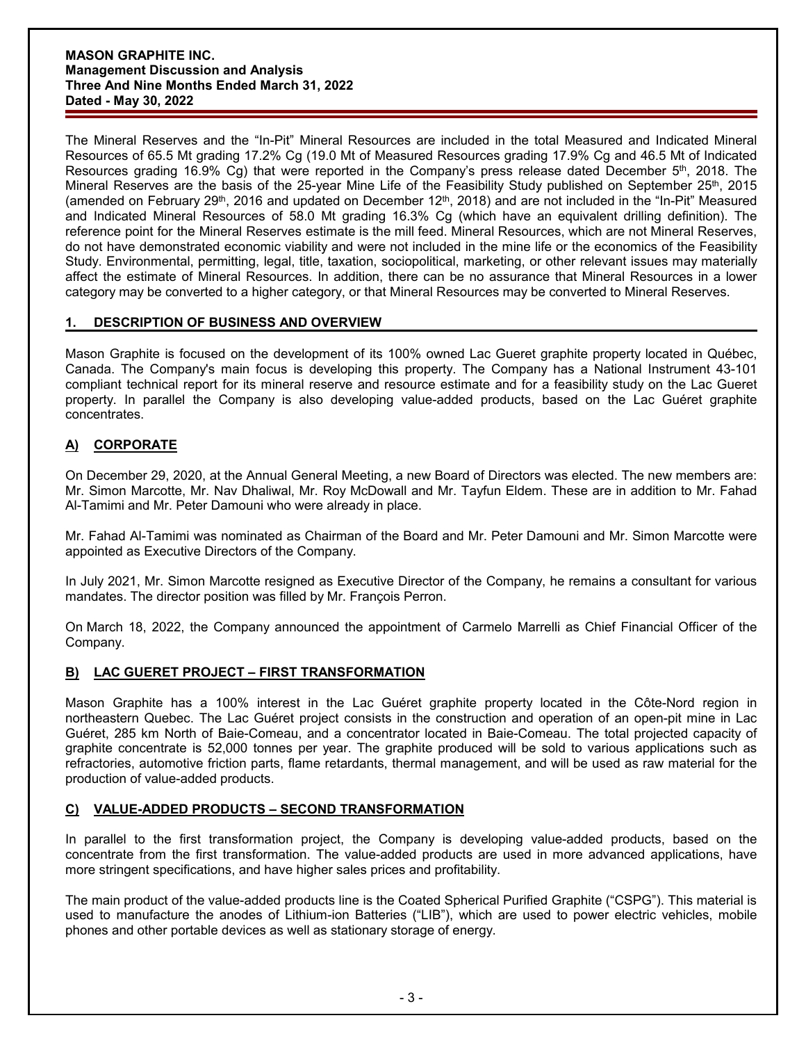The Mineral Reserves and the "In-Pit" Mineral Resources are included in the total Measured and Indicated Mineral Resources of 65.5 Mt grading 17.2% Cg (19.0 Mt of Measured Resources grading 17.9% Cg and 46.5 Mt of Indicated Resources grading 16.9% Cg) that were reported in the Company's press release dated December 5th, 2018. The Mineral Reserves are the basis of the 25-year Mine Life of the Feasibility Study published on September 25th, 2015 (amended on February 29th, 2016 and updated on December 12th, 2018) and are not included in the "In-Pit" Measured and Indicated Mineral Resources of 58.0 Mt grading 16.3% Cg (which have an equivalent drilling definition). The reference point for the Mineral Reserves estimate is the mill feed. Mineral Resources, which are not Mineral Reserves, do not have demonstrated economic viability and were not included in the mine life or the economics of the Feasibility Study. Environmental, permitting, legal, title, taxation, sociopolitical, marketing, or other relevant issues may materially affect the estimate of Mineral Resources. In addition, there can be no assurance that Mineral Resources in a lower category may be converted to a higher category, or that Mineral Resources may be converted to Mineral Reserves.

## 1. DESCRIPTION OF BUSINESS AND OVERVIEW

Mason Graphite is focused on the development of its 100% owned Lac Gueret graphite property located in Québec, Canada. The Company's main focus is developing this property. The Company has a National Instrument 43-101 compliant technical report for its mineral reserve and resource estimate and for a feasibility study on the Lac Gueret property. In parallel the Company is also developing value-added products, based on the Lac Guéret graphite concentrates.

### A) CORPORATE

On December 29, 2020, at the Annual General Meeting, a new Board of Directors was elected. The new members are: Mr. Simon Marcotte, Mr. Nav Dhaliwal, Mr. Roy McDowall and Mr. Tayfun Eldem. These are in addition to Mr. Fahad Al-Tamimi and Mr. Peter Damouni who were already in place.

Mr. Fahad Al-Tamimi was nominated as Chairman of the Board and Mr. Peter Damouni and Mr. Simon Marcotte were appointed as Executive Directors of the Company.

In July 2021, Mr. Simon Marcotte resigned as Executive Director of the Company, he remains a consultant for various mandates. The director position was filled by Mr. François Perron.

On March 18, 2022, the Company announced the appointment of Carmelo Marrelli as Chief Financial Officer of the Company.

### B) LAC GUERET PROJECT – FIRST TRANSFORMATION

Mason Graphite has a 100% interest in the Lac Guéret graphite property located in the Côte-Nord region in northeastern Quebec. The Lac Guéret project consists in the construction and operation of an open-pit mine in Lac Guéret, 285 km North of Baie-Comeau, and a concentrator located in Baie-Comeau. The total projected capacity of graphite concentrate is 52,000 tonnes per year. The graphite produced will be sold to various applications such as refractories, automotive friction parts, flame retardants, thermal management, and will be used as raw material for the production of value-added products.

### C) VALUE-ADDED PRODUCTS – SECOND TRANSFORMATION

In parallel to the first transformation project, the Company is developing value-added products, based on the concentrate from the first transformation. The value-added products are used in more advanced applications, have more stringent specifications, and have higher sales prices and profitability.

The main product of the value-added products line is the Coated Spherical Purified Graphite ("CSPG"). This material is used to manufacture the anodes of Lithium-ion Batteries ("LIB"), which are used to power electric vehicles, mobile phones and other portable devices as well as stationary storage of energy.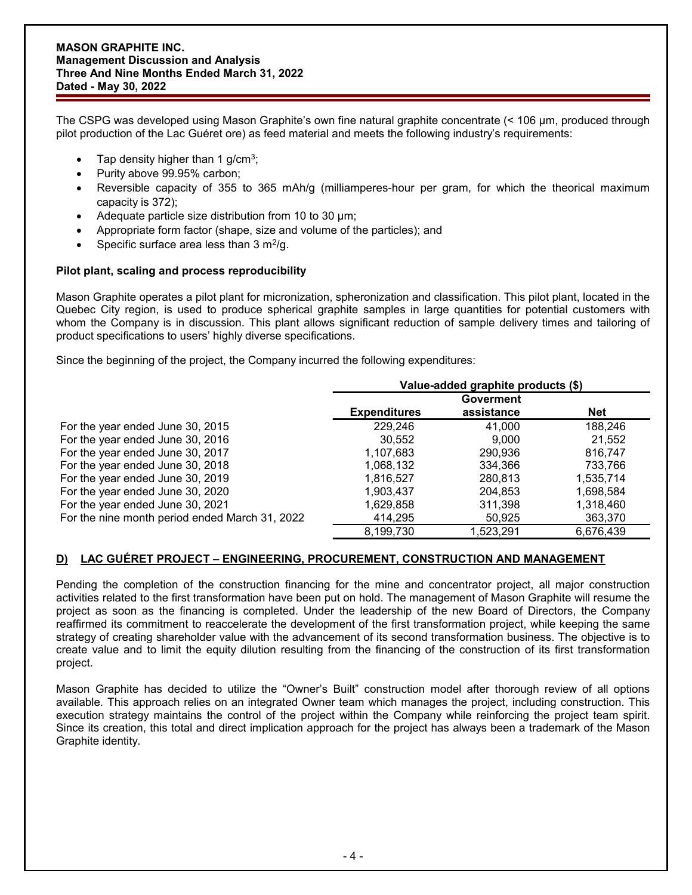The CSPG was developed using Mason Graphite's own fine natural graphite concentrate (< 106 µm, produced through pilot production of the Lac Guéret ore) as feed material and meets the following industry's requirements:

- Tap density higher than 1 g/cm$^3$;
- Purity above 99.95% carbon;
- Reversible capacity of 355 to 365 mAh/g (milliamperes-hour per gram, for which the theorical maximum capacity is 372);
- Adequate particle size distribution from 10 to 30 µm;
- Appropriate form factor (shape, size and volume of the particles); and
- Specific surface area less than 3 m$^2$/g.

**Pilot plant, scaling and process reproducibility**

Mason Graphite operates a pilot plant for micronization, spheronization and classification. This pilot plant, located in the Quebec City region, is used to produce spherical graphite samples in large quantities for potential customers with whom the Company is in discussion. This plant allows significant reduction of sample delivery times and tailoring of product specifications to users' highly diverse specifications.

Since the beginning of the project, the Company incurred the following expenditures:

| | Value-added graphite products ($) | | |
|---|---|---|---|
| | **Expenditures** | **Goverment assistance** | **Net** |
| For the year ended June 30, 2015 | 229,246 | 41,000 | 188,246 |
| For the year ended June 30, 2016 | 30,552 | 9,000 | 21,552 |
| For the year ended June 30, 2017 | 1,107,683 | 290,936 | 816,747 |
| For the year ended June 30, 2018 | 1,068,132 | 334,366 | 733,766 |
| For the year ended June 30, 2019 | 1,816,527 | 280,813 | 1,535,714 |
| For the year ended June 30, 2020 | 1,903,437 | 204,853 | 1,698,584 |
| For the year ended June 30, 2021 | 1,629,858 | 311,398 | 1,318,460 |
| For the nine month period ended March 31, 2022 | 414,295 | 50,925 | 363,370 |
| | 8,199,730 | 1,523,291 | 6,676,439 |

## D) LAC GUÉRET PROJECT – ENGINEERING, PROCUREMENT, CONSTRUCTION AND MANAGEMENT

Pending the completion of the construction financing for the mine and concentrator project, all major construction activities related to the first transformation have been put on hold. The management of Mason Graphite will resume the project as soon as the financing is completed. Under the leadership of the new Board of Directors, the Company reaffirmed its commitment to reaccelerate the development of the first transformation project, while keeping the same strategy of creating shareholder value with the advancement of its second transformation business. The objective is to create value and to limit the equity dilution resulting from the financing of the construction of its first transformation project.

Mason Graphite has decided to utilize the "Owner's Built" construction model after thorough review of all options available. This approach relies on an integrated Owner team which manages the project, including construction. This execution strategy maintains the control of the project within the Company while reinforcing the project team spirit. Since its creation, this total and direct implication approach for the project has always been a trademark of the Mason Graphite identity.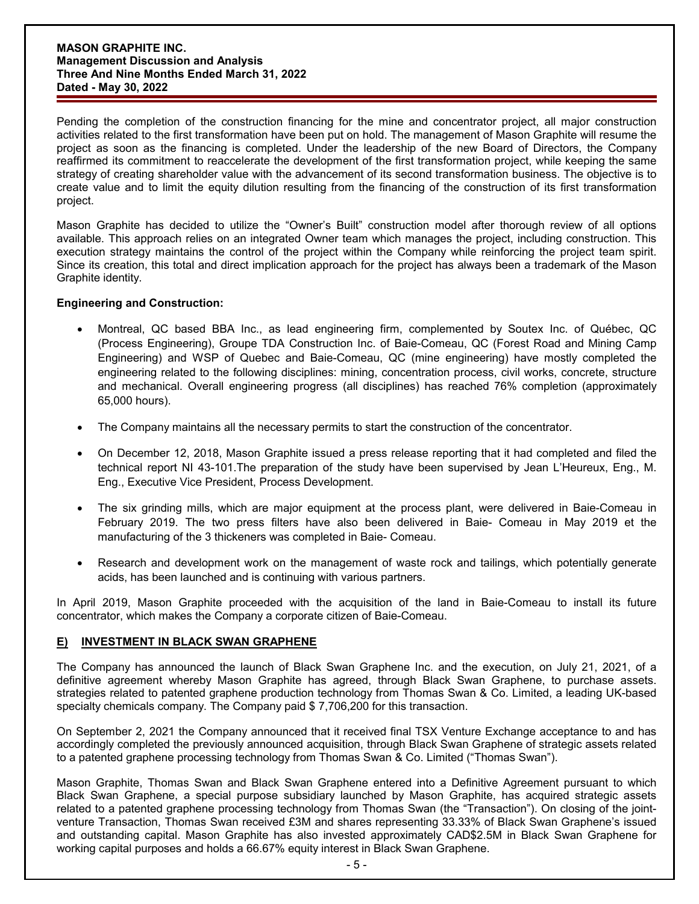Pending the completion of the construction financing for the mine and concentrator project, all major construction activities related to the first transformation have been put on hold. The management of Mason Graphite will resume the project as soon as the financing is completed. Under the leadership of the new Board of Directors, the Company reaffirmed its commitment to reaccelerate the development of the first transformation project, while keeping the same strategy of creating shareholder value with the advancement of its second transformation business. The objective is to create value and to limit the equity dilution resulting from the financing of the construction of its first transformation project.

Mason Graphite has decided to utilize the "Owner's Built" construction model after thorough review of all options available. This approach relies on an integrated Owner team which manages the project, including construction. This execution strategy maintains the control of the project within the Company while reinforcing the project team spirit. Since its creation, this total and direct implication approach for the project has always been a trademark of the Mason Graphite identity.

**Engineering and Construction:**

- Montreal, QC based BBA Inc., as lead engineering firm, complemented by Soutex Inc. of Québec, QC (Process Engineering), Groupe TDA Construction Inc. of Baie-Comeau, QC (Forest Road and Mining Camp Engineering) and WSP of Quebec and Baie-Comeau, QC (mine engineering) have mostly completed the engineering related to the following disciplines: mining, concentration process, civil works, concrete, structure and mechanical. Overall engineering progress (all disciplines) has reached 76% completion (approximately 65,000 hours).
- The Company maintains all the necessary permits to start the construction of the concentrator.
- On December 12, 2018, Mason Graphite issued a press release reporting that it had completed and filed the technical report NI 43-101.The preparation of the study have been supervised by Jean L'Heureux, Eng., M. Eng., Executive Vice President, Process Development.
- The six grinding mills, which are major equipment at the process plant, were delivered in Baie-Comeau in February 2019. The two press filters have also been delivered in Baie- Comeau in May 2019 et the manufacturing of the 3 thickeners was completed in Baie- Comeau.
- Research and development work on the management of waste rock and tailings, which potentially generate acids, has been launched and is continuing with various partners.

In April 2019, Mason Graphite proceeded with the acquisition of the land in Baie-Comeau to install its future concentrator, which makes the Company a corporate citizen of Baie-Comeau.

## E) INVESTMENT IN BLACK SWAN GRAPHENE

The Company has announced the launch of Black Swan Graphene Inc. and the execution, on July 21, 2021, of a definitive agreement whereby Mason Graphite has agreed, through Black Swan Graphene, to purchase assets. strategies related to patented graphene production technology from Thomas Swan & Co. Limited, a leading UK-based specialty chemicals company. The Company paid $ 7,706,200 for this transaction.

On September 2, 2021 the Company announced that it received final TSX Venture Exchange acceptance to and has accordingly completed the previously announced acquisition, through Black Swan Graphene of strategic assets related to a patented graphene processing technology from Thomas Swan & Co. Limited ("Thomas Swan").

Mason Graphite, Thomas Swan and Black Swan Graphene entered into a Definitive Agreement pursuant to which Black Swan Graphene, a special purpose subsidiary launched by Mason Graphite, has acquired strategic assets related to a patented graphene processing technology from Thomas Swan (the "Transaction"). On closing of the joint-venture Transaction, Thomas Swan received £3M and shares representing 33.33% of Black Swan Graphene's issued and outstanding capital. Mason Graphite has also invested approximately CAD$2.5M in Black Swan Graphene for working capital purposes and holds a 66.67% equity interest in Black Swan Graphene.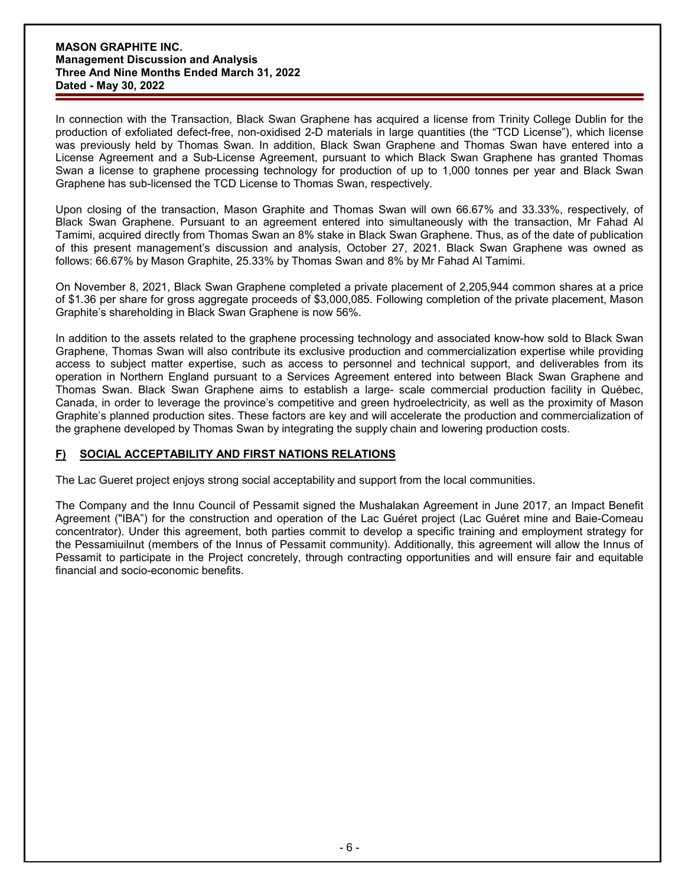In connection with the Transaction, Black Swan Graphene has acquired a license from Trinity College Dublin for the production of exfoliated defect-free, non-oxidised 2-D materials in large quantities (the "TCD License"), which license was previously held by Thomas Swan. In addition, Black Swan Graphene and Thomas Swan have entered into a License Agreement and a Sub-License Agreement, pursuant to which Black Swan Graphene has granted Thomas Swan a license to graphene processing technology for production of up to 1,000 tonnes per year and Black Swan Graphene has sub-licensed the TCD License to Thomas Swan, respectively.

Upon closing of the transaction, Mason Graphite and Thomas Swan will own 66.67% and 33.33%, respectively, of Black Swan Graphene. Pursuant to an agreement entered into simultaneously with the transaction, Mr Fahad Al Tamimi, acquired directly from Thomas Swan an 8% stake in Black Swan Graphene. Thus, as of the date of publication of this present management's discussion and analysis, October 27, 2021. Black Swan Graphene was owned as follows: 66.67% by Mason Graphite, 25.33% by Thomas Swan and 8% by Mr Fahad Al Tamimi.

On November 8, 2021, Black Swan Graphene completed a private placement of 2,205,944 common shares at a price of $1.36 per share for gross aggregate proceeds of $3,000,085. Following completion of the private placement, Mason Graphite's shareholding in Black Swan Graphene is now 56%.

In addition to the assets related to the graphene processing technology and associated know-how sold to Black Swan Graphene, Thomas Swan will also contribute its exclusive production and commercialization expertise while providing access to subject matter expertise, such as access to personnel and technical support, and deliverables from its operation in Northern England pursuant to a Services Agreement entered into between Black Swan Graphene and Thomas Swan. Black Swan Graphene aims to establish a large- scale commercial production facility in Québec, Canada, in order to leverage the province's competitive and green hydroelectricity, as well as the proximity of Mason Graphite's planned production sites. These factors are key and will accelerate the production and commercialization of the graphene developed by Thomas Swan by integrating the supply chain and lowering production costs.

## F) SOCIAL ACCEPTABILITY AND FIRST NATIONS RELATIONS

The Lac Gueret project enjoys strong social acceptability and support from the local communities.

The Company and the Innu Council of Pessamit signed the Mushalakan Agreement in June 2017, an Impact Benefit Agreement ("IBA") for the construction and operation of the Lac Guéret project (Lac Guéret mine and Baie-Comeau concentrator). Under this agreement, both parties commit to develop a specific training and employment strategy for the Pessamiuilnut (members of the Innus of Pessamit community). Additionally, this agreement will allow the Innus of Pessamit to participate in the Project concretely, through contracting opportunities and will ensure fair and equitable financial and socio-economic benefits.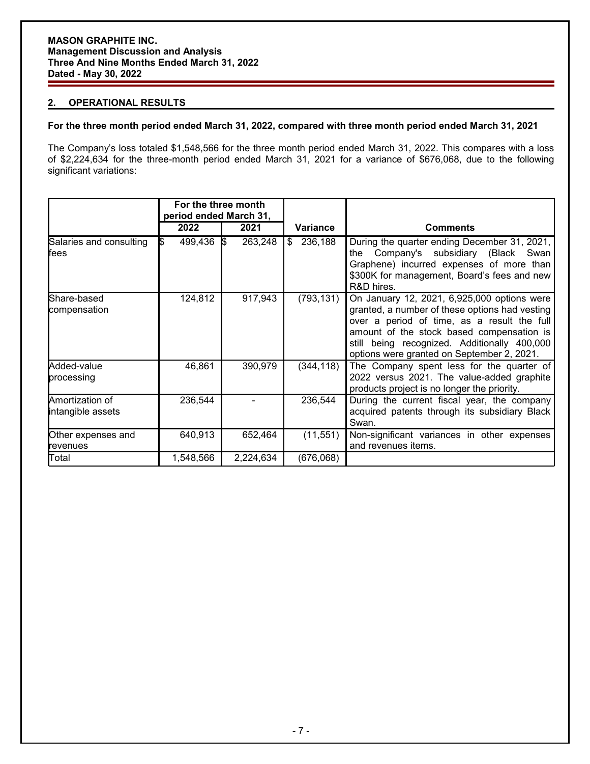## 2. OPERATIONAL RESULTS

**For the three month period ended March 31, 2022, compared with three month period ended March 31, 2021**

The Company's loss totaled $1,548,566 for the three month period ended March 31, 2022. This compares with a loss of $2,224,634 for the three-month period ended March 31, 2021 for a variance of $676,068, due to the following significant variations:

| | For the three month period ended March 31, | | | |
|---|---|---|---|---|
| | 2022 | 2021 | Variance | Comments |
| Salaries and consulting fees | $ 499,436 | $ 263,248 | $ 236,188 | During the quarter ending December 31, 2021, the Company's subsidiary (Black Swan Graphene) incurred expenses of more than $300K for management, Board's fees and new R&D hires. |
| Share-based compensation | 124,812 | 917,943 | (793,131) | On January 12, 2021, 6,925,000 options were granted, a number of these options had vesting over a period of time, as a result the full amount of the stock based compensation is still being recognized. Additionally 400,000 options were granted on September 2, 2021. |
| Added-value processing | 46,861 | 390,979 | (344,118) | The Company spent less for the quarter of 2022 versus 2021. The value-added graphite products project is no longer the priority. |
| Amortization of intangible assets | 236,544 | - | 236,544 | During the current fiscal year, the company acquired patents through its subsidiary Black Swan. |
| Other expenses and revenues | 640,913 | 652,464 | (11,551) | Non-significant variances in other expenses and revenues items. |
| Total | 1,548,566 | 2,224,634 | (676,068) | |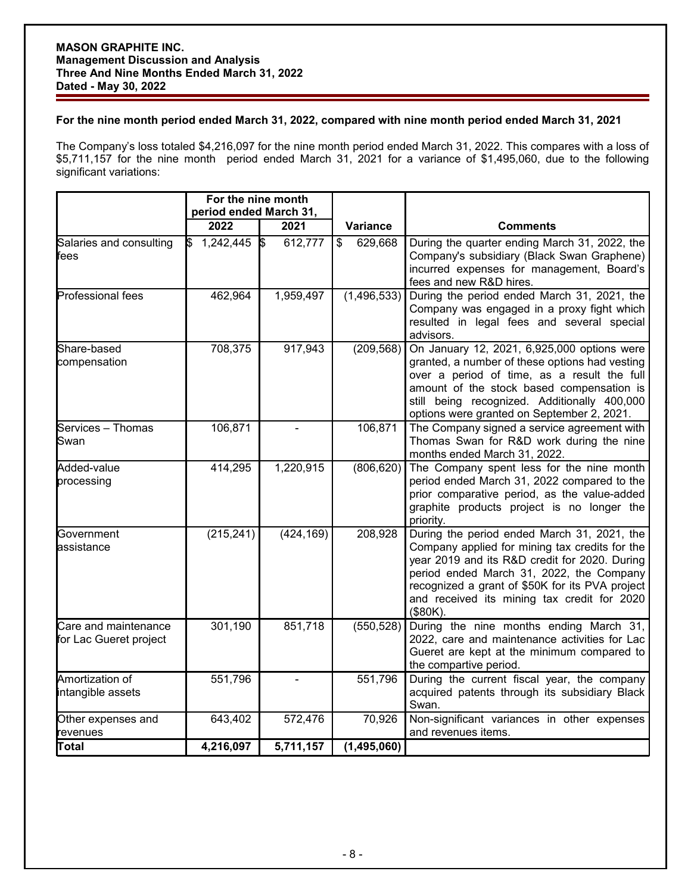**For the nine month period ended March 31, 2022, compared with nine month period ended March 31, 2021**

The Company's loss totaled $4,216,097 for the nine month period ended March 31, 2022. This compares with a loss of $5,711,157 for the nine month period ended March 31, 2021 for a variance of $1,495,060, due to the following significant variations:

| | For the nine month period ended March 31, | | | |
|---|---|---|---|---|
| | 2022 | 2021 | Variance | Comments |
| Salaries and consulting fees | $ 1,242,445 | $ 612,777 | $ 629,668 | During the quarter ending March 31, 2022, the Company's subsidiary (Black Swan Graphene) incurred expenses for management, Board's fees and new R&D hires. |
| Professional fees | 462,964 | 1,959,497 | (1,496,533) | During the period ended March 31, 2021, the Company was engaged in a proxy fight which resulted in legal fees and several special advisors. |
| Share-based compensation | 708,375 | 917,943 | (209,568) | On January 12, 2021, 6,925,000 options were granted, a number of these options had vesting over a period of time, as a result the full amount of the stock based compensation is still being recognized. Additionally 400,000 options were granted on September 2, 2021. |
| Services – Thomas Swan | 106,871 | - | 106,871 | The Company signed a service agreement with Thomas Swan for R&D work during the nine months ended March 31, 2022. |
| Added-value processing | 414,295 | 1,220,915 | (806,620) | The Company spent less for the nine month period ended March 31, 2022 compared to the prior comparative period, as the value-added graphite products project is no longer the priority. |
| Government assistance | (215,241) | (424,169) | 208,928 | During the period ended March 31, 2021, the Company applied for mining tax credits for the year 2019 and its R&D credit for 2020. During period ended March 31, 2022, the Company recognized a grant of $50K for its PVA project and received its mining tax credit for 2020 ($80K). |
| Care and maintenance for Lac Gueret project | 301,190 | 851,718 | (550,528) | During the nine months ending March 31, 2022, care and maintenance activities for Lac Gueret are kept at the minimum compared to the compartive period. |
| Amortization of intangible assets | 551,796 | - | 551,796 | During the current fiscal year, the company acquired patents through its subsidiary Black Swan. |
| Other expenses and revenues | 643,402 | 572,476 | 70,926 | Non-significant variances in other expenses and revenues items. |
| **Total** | **4,216,097** | **5,711,157** | **(1,495,060)** | |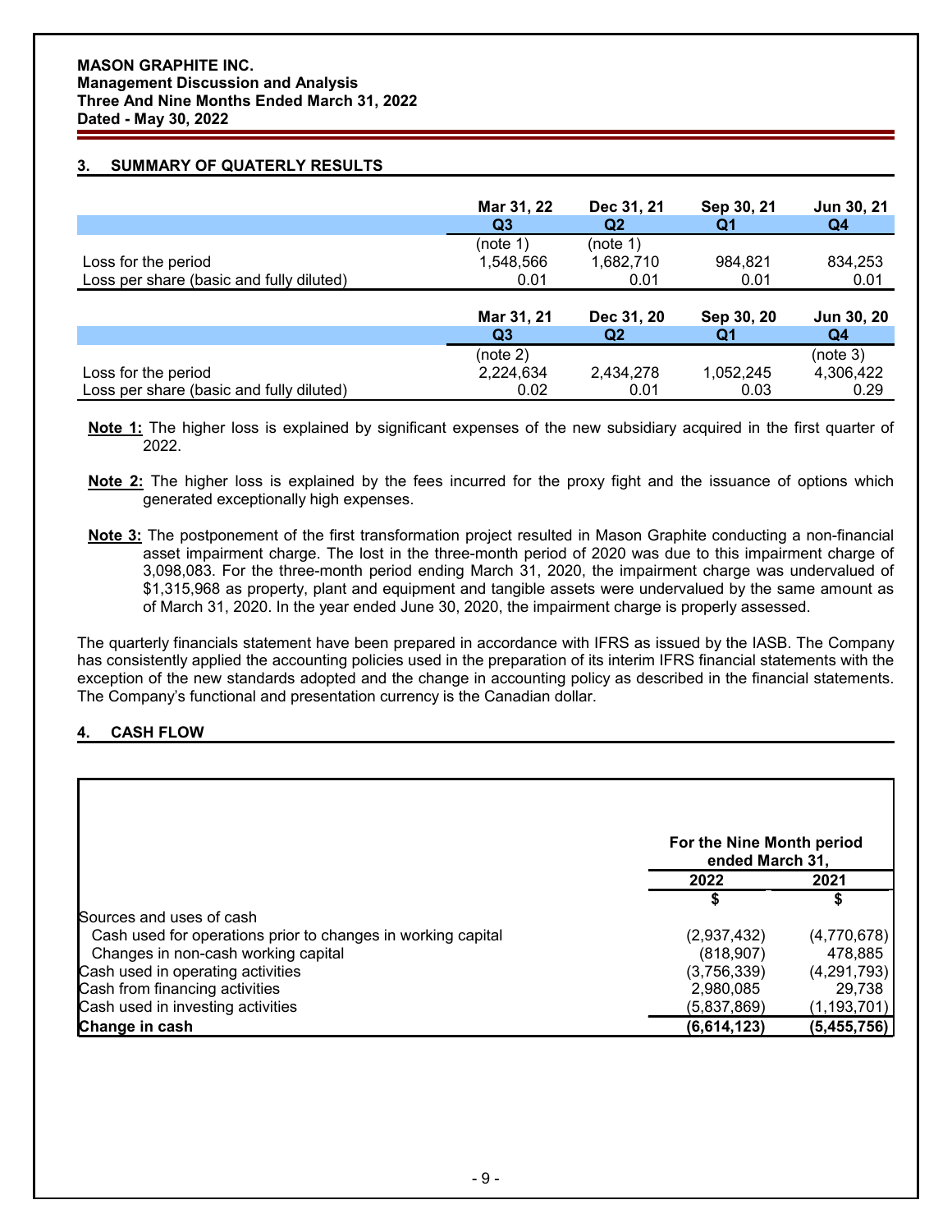## 3. SUMMARY OF QUATERLY RESULTS

| | Mar 31, 22 | Dec 31, 21 | Sep 30, 21 | Jun 30, 21 |
|---|---|---|---|---|
| | Q3 | Q2 | Q1 | Q4 |
| | (note 1) | (note 1) | | |
| Loss for the period | 1,548,566 | 1,682,710 | 984,821 | 834,253 |
| Loss per share (basic and fully diluted) | 0.01 | 0.01 | 0.01 | 0.01 |

| | Mar 31, 21 | Dec 31, 20 | Sep 30, 20 | Jun 30, 20 |
|---|---|---|---|---|
| | Q3 | Q2 | Q1 | Q4 |
| | (note 2) | | | (note 3) |
| Loss for the period | 2,224,634 | 2,434,278 | 1,052,245 | 4,306,422 |
| Loss per share (basic and fully diluted) | 0.02 | 0.01 | 0.03 | 0.29 |

**Note 1:** The higher loss is explained by significant expenses of the new subsidiary acquired in the first quarter of 2022.

**Note 2:** The higher loss is explained by the fees incurred for the proxy fight and the issuance of options which generated exceptionally high expenses.

**Note 3:** The postponement of the first transformation project resulted in Mason Graphite conducting a non-financial asset impairment charge. The lost in the three-month period of 2020 was due to this impairment charge of 3,098,083. For the three-month period ending March 31, 2020, the impairment charge was undervalued of $1,315,968 as property, plant and equipment and tangible assets were undervalued by the same amount as of March 31, 2020. In the year ended June 30, 2020, the impairment charge is properly assessed.

The quarterly financials statement have been prepared in accordance with IFRS as issued by the IASB. The Company has consistently applied the accounting policies used in the preparation of its interim IFRS financial statements with the exception of the new standards adopted and the change in accounting policy as described in the financial statements. The Company's functional and presentation currency is the Canadian dollar.

## 4. CASH FLOW

| | For the Nine Month period ended March 31, | |
|---|---|---|
| | 2022 | 2021 |
| | $ | $ |
| Sources and uses of cash | | |
| Cash used for operations prior to changes in working capital | (2,937,432) | (4,770,678) |
| Changes in non-cash working capital | (818,907) | 478,885 |
| Cash used in operating activities | (3,756,339) | (4,291,793) |
| Cash from financing activities | 2,980,085 | 29,738 |
| Cash used in investing activities | (5,837,869) | (1,193,701) |
| **Change in cash** | **(6,614,123)** | **(5,455,756)** |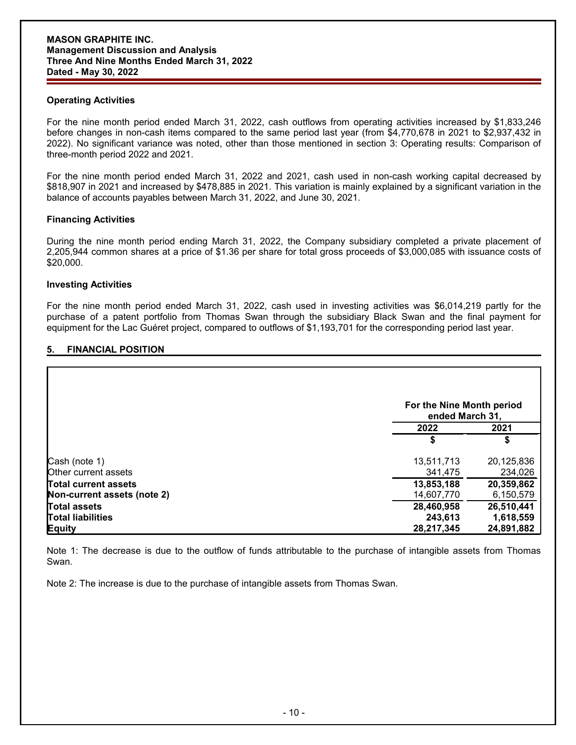### Operating Activities

For the nine month period ended March 31, 2022, cash outflows from operating activities increased by $1,833,246 before changes in non-cash items compared to the same period last year (from $4,770,678 in 2021 to $2,937,432 in 2022). No significant variance was noted, other than those mentioned in section 3: Operating results: Comparison of three-month period 2022 and 2021.

For the nine month period ended March 31, 2022 and 2021, cash used in non-cash working capital decreased by $818,907 in 2021 and increased by $478,885 in 2021. This variation is mainly explained by a significant variation in the balance of accounts payables between March 31, 2022, and June 30, 2021.

### Financing Activities

During the nine month period ending March 31, 2022, the Company subsidiary completed a private placement of 2,205,944 common shares at a price of $1.36 per share for total gross proceeds of $3,000,085 with issuance costs of $20,000.

### Investing Activities

For the nine month period ended March 31, 2022, cash used in investing activities was $6,014,219 partly for the purchase of a patent portfolio from Thomas Swan through the subsidiary Black Swan and the final payment for equipment for the Lac Guéret project, compared to outflows of $1,193,701 for the corresponding period last year.

## 5. FINANCIAL POSITION

| | For the Nine Month period ended March 31, | |
|---|---|---|
| | 2022 | 2021 |
| | $ | $ |
| Cash (note 1) | 13,511,713 | 20,125,836 |
| Other current assets | 341,475 | 234,026 |
| **Total current assets** | **13,853,188** | **20,359,862** |
| **Non-current assets (note 2)** | 14,607,770 | 6,150,579 |
| **Total assets** | **28,460,958** | **26,510,441** |
| **Total liabilities** | **243,613** | **1,618,559** |
| **Equity** | **28,217,345** | **24,891,882** |

Note 1: The decrease is due to the outflow of funds attributable to the purchase of intangible assets from Thomas Swan.

Note 2: The increase is due to the purchase of intangible assets from Thomas Swan.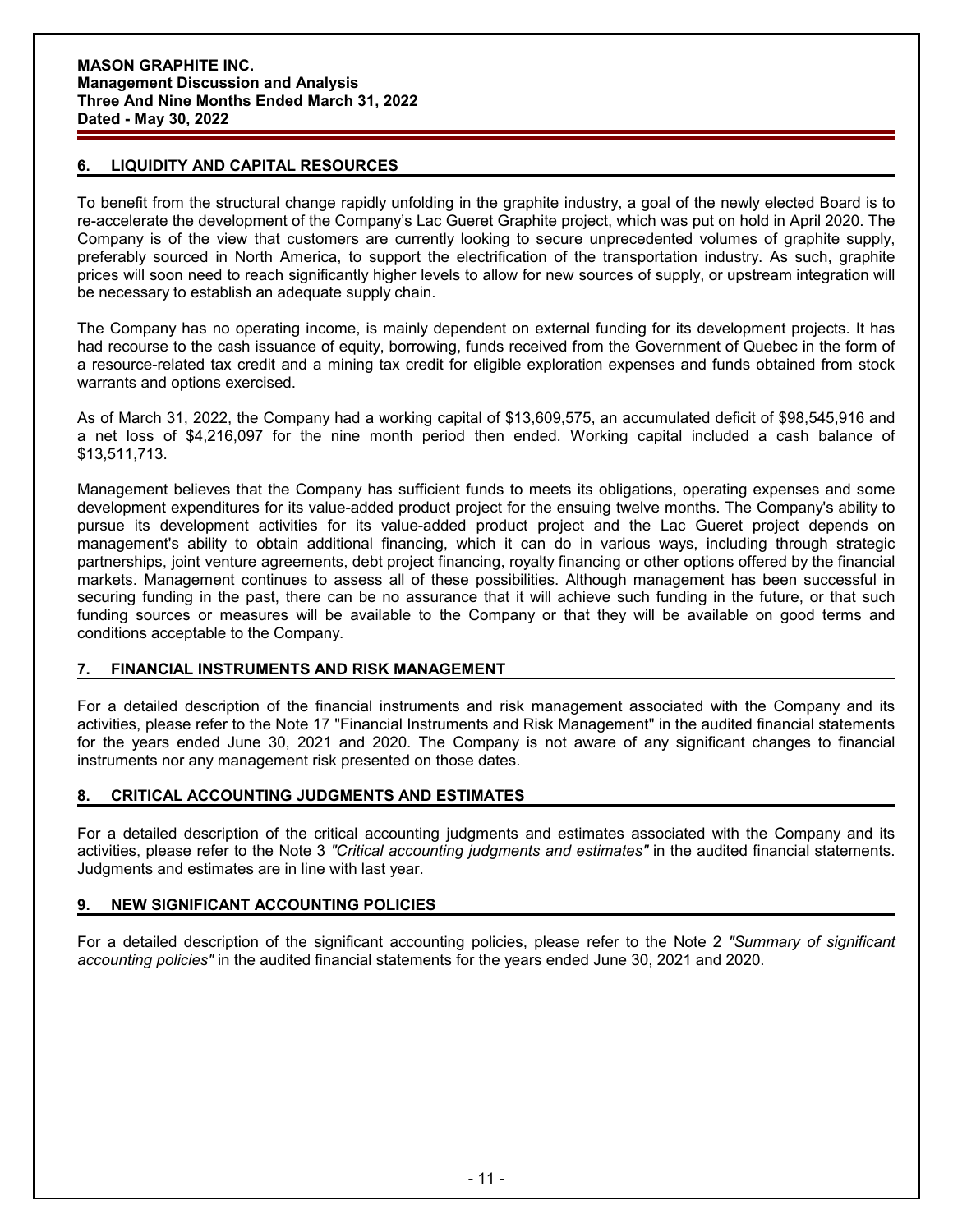## 6. LIQUIDITY AND CAPITAL RESOURCES

To benefit from the structural change rapidly unfolding in the graphite industry, a goal of the newly elected Board is to re-accelerate the development of the Company's Lac Gueret Graphite project, which was put on hold in April 2020. The Company is of the view that customers are currently looking to secure unprecedented volumes of graphite supply, preferably sourced in North America, to support the electrification of the transportation industry. As such, graphite prices will soon need to reach significantly higher levels to allow for new sources of supply, or upstream integration will be necessary to establish an adequate supply chain.

The Company has no operating income, is mainly dependent on external funding for its development projects. It has had recourse to the cash issuance of equity, borrowing, funds received from the Government of Quebec in the form of a resource-related tax credit and a mining tax credit for eligible exploration expenses and funds obtained from stock warrants and options exercised.

As of March 31, 2022, the Company had a working capital of $13,609,575, an accumulated deficit of $98,545,916 and a net loss of $4,216,097 for the nine month period then ended. Working capital included a cash balance of $13,511,713.

Management believes that the Company has sufficient funds to meets its obligations, operating expenses and some development expenditures for its value-added product project for the ensuing twelve months. The Company's ability to pursue its development activities for its value-added product project and the Lac Gueret project depends on management's ability to obtain additional financing, which it can do in various ways, including through strategic partnerships, joint venture agreements, debt project financing, royalty financing or other options offered by the financial markets. Management continues to assess all of these possibilities. Although management has been successful in securing funding in the past, there can be no assurance that it will achieve such funding in the future, or that such funding sources or measures will be available to the Company or that they will be available on good terms and conditions acceptable to the Company.

## 7. FINANCIAL INSTRUMENTS AND RISK MANAGEMENT

For a detailed description of the financial instruments and risk management associated with the Company and its activities, please refer to the Note 17 "Financial Instruments and Risk Management" in the audited financial statements for the years ended June 30, 2021 and 2020. The Company is not aware of any significant changes to financial instruments nor any management risk presented on those dates.

## 8. CRITICAL ACCOUNTING JUDGMENTS AND ESTIMATES

For a detailed description of the critical accounting judgments and estimates associated with the Company and its activities, please refer to the Note 3 *"Critical accounting judgments and estimates"* in the audited financial statements. Judgments and estimates are in line with last year.

## 9. NEW SIGNIFICANT ACCOUNTING POLICIES

For a detailed description of the significant accounting policies, please refer to the Note 2 *"Summary of significant accounting policies"* in the audited financial statements for the years ended June 30, 2021 and 2020.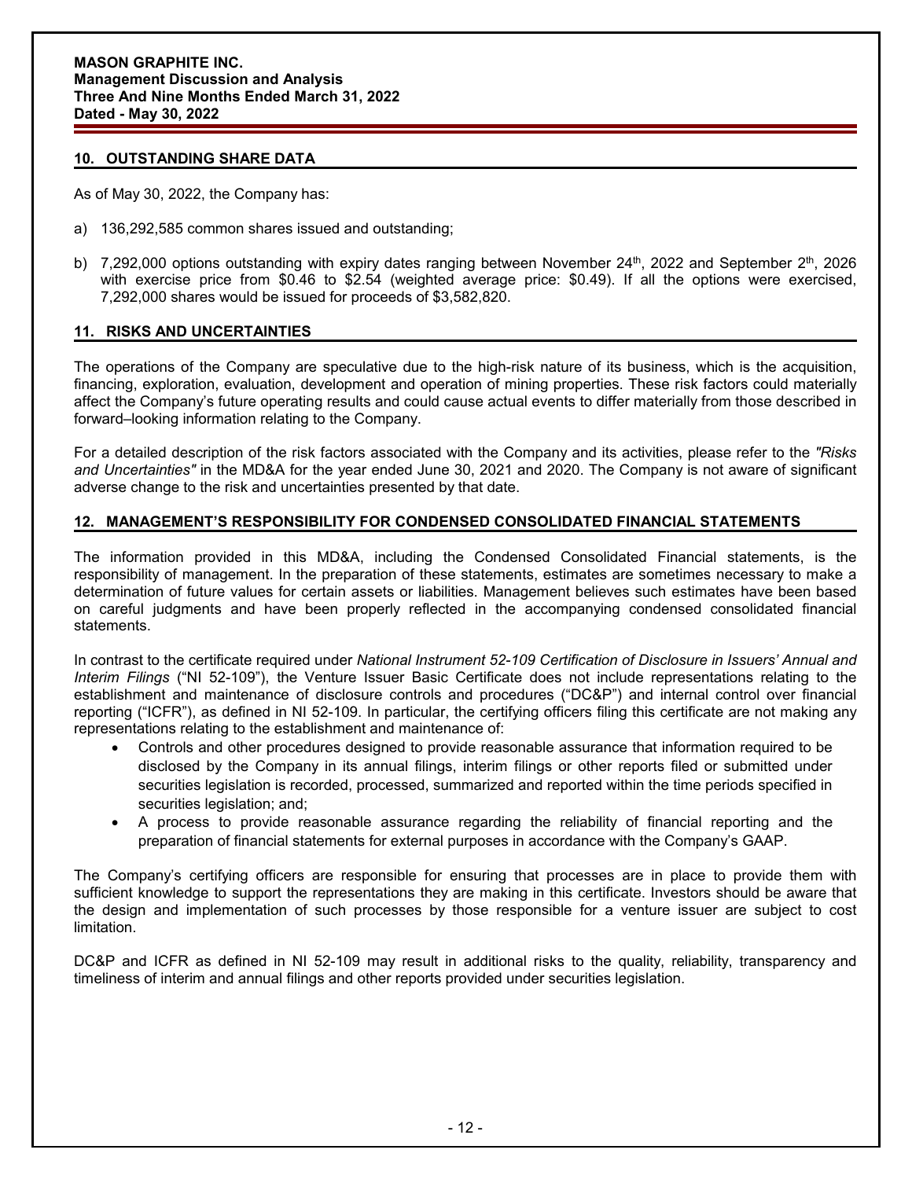## 10. OUTSTANDING SHARE DATA

As of May 30, 2022, the Company has:

a) 136,292,585 common shares issued and outstanding;

b) 7,292,000 options outstanding with expiry dates ranging between November 24th, 2022 and September 2th, 2026 with exercise price from $0.46 to $2.54 (weighted average price: $0.49). If all the options were exercised, 7,292,000 shares would be issued for proceeds of $3,582,820.

## 11. RISKS AND UNCERTAINTIES

The operations of the Company are speculative due to the high-risk nature of its business, which is the acquisition, financing, exploration, evaluation, development and operation of mining properties. These risk factors could materially affect the Company's future operating results and could cause actual events to differ materially from those described in forward–looking information relating to the Company.

For a detailed description of the risk factors associated with the Company and its activities, please refer to the *"Risks and Uncertainties"* in the MD&A for the year ended June 30, 2021 and 2020. The Company is not aware of significant adverse change to the risk and uncertainties presented by that date.

## 12. MANAGEMENT'S RESPONSIBILITY FOR CONDENSED CONSOLIDATED FINANCIAL STATEMENTS

The information provided in this MD&A, including the Condensed Consolidated Financial statements, is the responsibility of management. In the preparation of these statements, estimates are sometimes necessary to make a determination of future values for certain assets or liabilities. Management believes such estimates have been based on careful judgments and have been properly reflected in the accompanying condensed consolidated financial statements.

In contrast to the certificate required under *National Instrument 52-109 Certification of Disclosure in Issuers' Annual and Interim Filings* ("NI 52-109"), the Venture Issuer Basic Certificate does not include representations relating to the establishment and maintenance of disclosure controls and procedures ("DC&P") and internal control over financial reporting ("ICFR"), as defined in NI 52-109. In particular, the certifying officers filing this certificate are not making any representations relating to the establishment and maintenance of:

- Controls and other procedures designed to provide reasonable assurance that information required to be disclosed by the Company in its annual filings, interim filings or other reports filed or submitted under securities legislation is recorded, processed, summarized and reported within the time periods specified in securities legislation; and;
- A process to provide reasonable assurance regarding the reliability of financial reporting and the preparation of financial statements for external purposes in accordance with the Company's GAAP.

The Company's certifying officers are responsible for ensuring that processes are in place to provide them with sufficient knowledge to support the representations they are making in this certificate. Investors should be aware that the design and implementation of such processes by those responsible for a venture issuer are subject to cost limitation.

DC&P and ICFR as defined in NI 52-109 may result in additional risks to the quality, reliability, transparency and timeliness of interim and annual filings and other reports provided under securities legislation.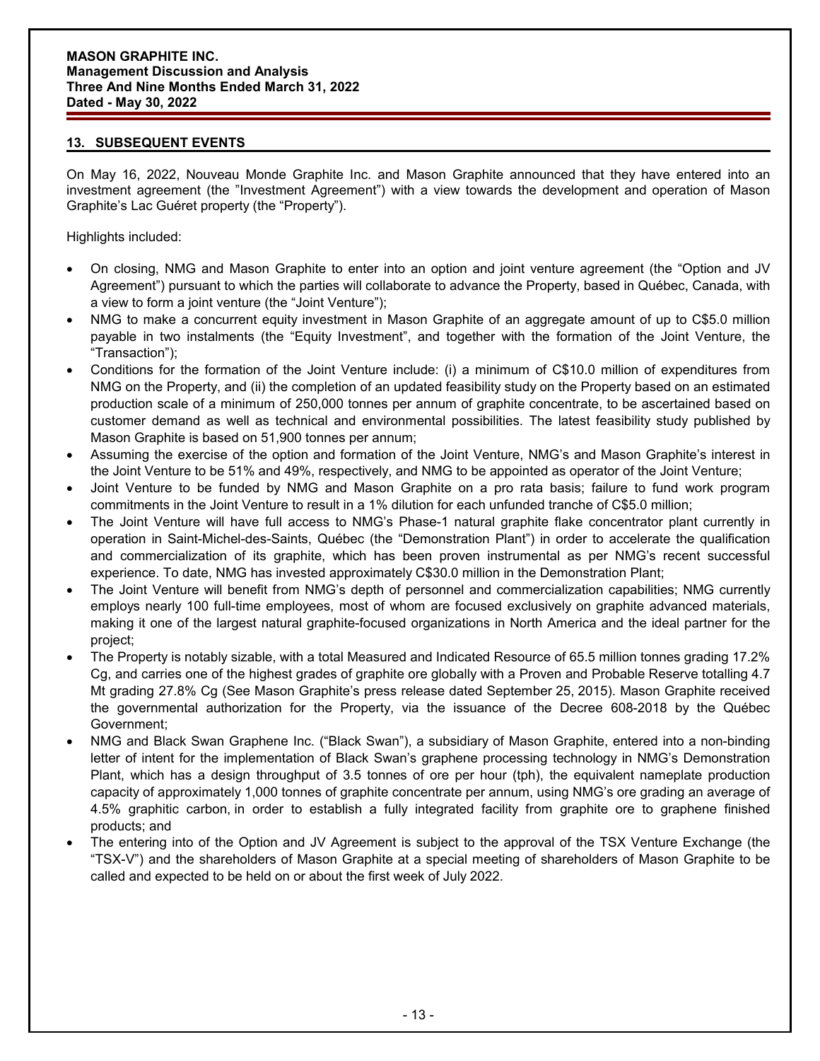## 13. SUBSEQUENT EVENTS

On May 16, 2022, Nouveau Monde Graphite Inc. and Mason Graphite announced that they have entered into an investment agreement (the "Investment Agreement") with a view towards the development and operation of Mason Graphite's Lac Guéret property (the "Property").

Highlights included:

- On closing, NMG and Mason Graphite to enter into an option and joint venture agreement (the "Option and JV Agreement") pursuant to which the parties will collaborate to advance the Property, based in Québec, Canada, with a view to form a joint venture (the "Joint Venture");
- NMG to make a concurrent equity investment in Mason Graphite of an aggregate amount of up to C$5.0 million payable in two instalments (the "Equity Investment", and together with the formation of the Joint Venture, the "Transaction");
- Conditions for the formation of the Joint Venture include: (i) a minimum of C$10.0 million of expenditures from NMG on the Property, and (ii) the completion of an updated feasibility study on the Property based on an estimated production scale of a minimum of 250,000 tonnes per annum of graphite concentrate, to be ascertained based on customer demand as well as technical and environmental possibilities. The latest feasibility study published by Mason Graphite is based on 51,900 tonnes per annum;
- Assuming the exercise of the option and formation of the Joint Venture, NMG's and Mason Graphite's interest in the Joint Venture to be 51% and 49%, respectively, and NMG to be appointed as operator of the Joint Venture;
- Joint Venture to be funded by NMG and Mason Graphite on a pro rata basis; failure to fund work program commitments in the Joint Venture to result in a 1% dilution for each unfunded tranche of C$5.0 million;
- The Joint Venture will have full access to NMG's Phase-1 natural graphite flake concentrator plant currently in operation in Saint-Michel-des-Saints, Québec (the "Demonstration Plant") in order to accelerate the qualification and commercialization of its graphite, which has been proven instrumental as per NMG's recent successful experience. To date, NMG has invested approximately C$30.0 million in the Demonstration Plant;
- The Joint Venture will benefit from NMG's depth of personnel and commercialization capabilities; NMG currently employs nearly 100 full-time employees, most of whom are focused exclusively on graphite advanced materials, making it one of the largest natural graphite-focused organizations in North America and the ideal partner for the project;
- The Property is notably sizable, with a total Measured and Indicated Resource of 65.5 million tonnes grading 17.2% Cg, and carries one of the highest grades of graphite ore globally with a Proven and Probable Reserve totalling 4.7 Mt grading 27.8% Cg (See Mason Graphite's press release dated September 25, 2015). Mason Graphite received the governmental authorization for the Property, via the issuance of the Decree 608-2018 by the Québec Government;
- NMG and Black Swan Graphene Inc. ("Black Swan"), a subsidiary of Mason Graphite, entered into a non-binding letter of intent for the implementation of Black Swan's graphene processing technology in NMG's Demonstration Plant, which has a design throughput of 3.5 tonnes of ore per hour (tph), the equivalent nameplate production capacity of approximately 1,000 tonnes of graphite concentrate per annum, using NMG's ore grading an average of 4.5% graphitic carbon, in order to establish a fully integrated facility from graphite ore to graphene finished products; and
- The entering into of the Option and JV Agreement is subject to the approval of the TSX Venture Exchange (the "TSX-V") and the shareholders of Mason Graphite at a special meeting of shareholders of Mason Graphite to be called and expected to be held on or about the first week of July 2022.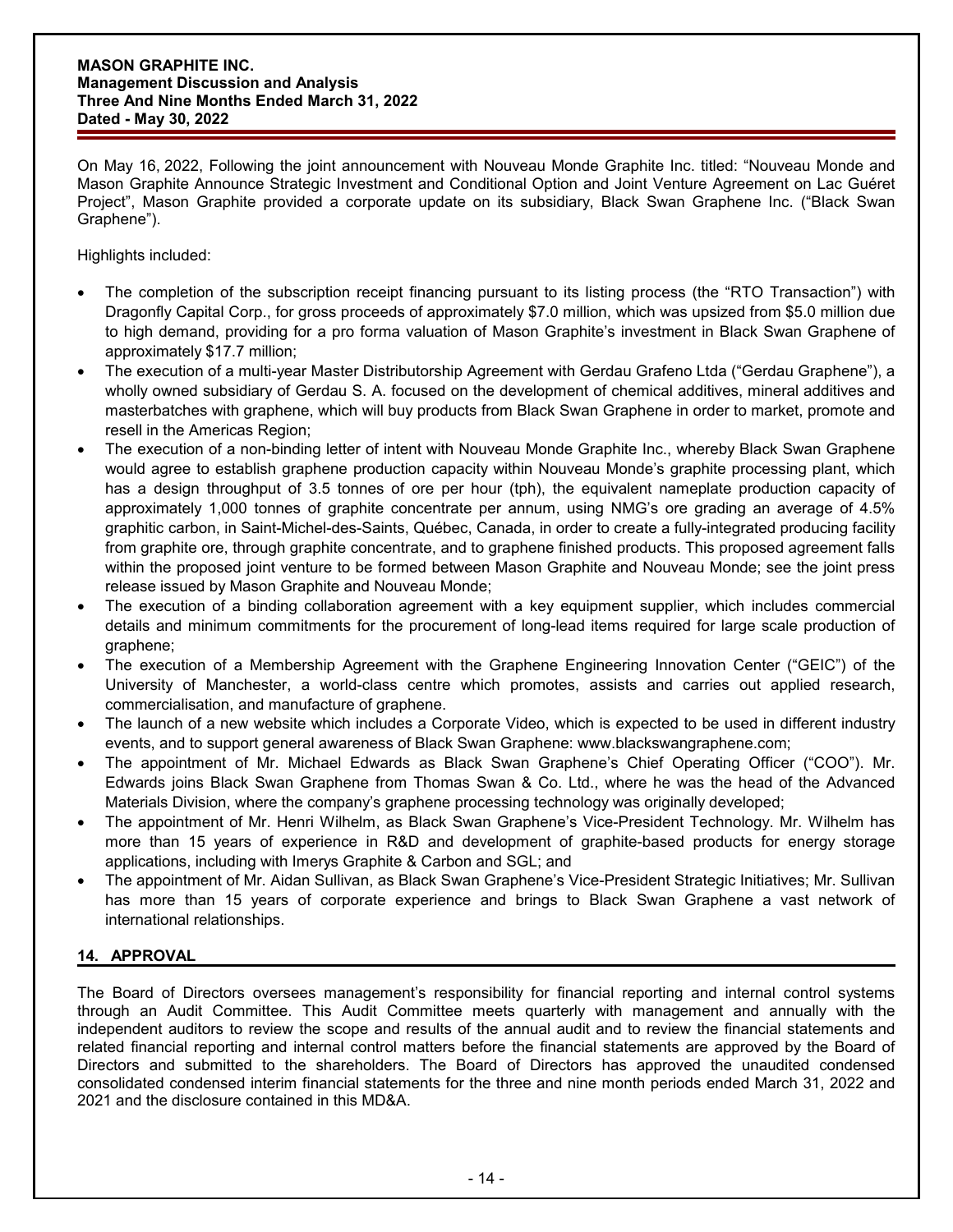On May 16, 2022, Following the joint announcement with Nouveau Monde Graphite Inc. titled: "Nouveau Monde and Mason Graphite Announce Strategic Investment and Conditional Option and Joint Venture Agreement on Lac Guéret Project", Mason Graphite provided a corporate update on its subsidiary, Black Swan Graphene Inc. ("Black Swan Graphene").

Highlights included:

- The completion of the subscription receipt financing pursuant to its listing process (the "RTO Transaction") with Dragonfly Capital Corp., for gross proceeds of approximately $7.0 million, which was upsized from $5.0 million due to high demand, providing for a pro forma valuation of Mason Graphite's investment in Black Swan Graphene of approximately $17.7 million;
- The execution of a multi-year Master Distributorship Agreement with Gerdau Grafeno Ltda ("Gerdau Graphene"), a wholly owned subsidiary of Gerdau S. A. focused on the development of chemical additives, mineral additives and masterbatches with graphene, which will buy products from Black Swan Graphene in order to market, promote and resell in the Americas Region;
- The execution of a non-binding letter of intent with Nouveau Monde Graphite Inc., whereby Black Swan Graphene would agree to establish graphene production capacity within Nouveau Monde's graphite processing plant, which has a design throughput of 3.5 tonnes of ore per hour (tph), the equivalent nameplate production capacity of approximately 1,000 tonnes of graphite concentrate per annum, using NMG's ore grading an average of 4.5% graphitic carbon, in Saint-Michel-des-Saints, Québec, Canada, in order to create a fully-integrated producing facility from graphite ore, through graphite concentrate, and to graphene finished products. This proposed agreement falls within the proposed joint venture to be formed between Mason Graphite and Nouveau Monde; see the joint press release issued by Mason Graphite and Nouveau Monde;
- The execution of a binding collaboration agreement with a key equipment supplier, which includes commercial details and minimum commitments for the procurement of long-lead items required for large scale production of graphene;
- The execution of a Membership Agreement with the Graphene Engineering Innovation Center ("GEIC") of the University of Manchester, a world-class centre which promotes, assists and carries out applied research, commercialisation, and manufacture of graphene.
- The launch of a new website which includes a Corporate Video, which is expected to be used in different industry events, and to support general awareness of Black Swan Graphene: www.blackswangraphene.com;
- The appointment of Mr. Michael Edwards as Black Swan Graphene's Chief Operating Officer ("COO"). Mr. Edwards joins Black Swan Graphene from Thomas Swan & Co. Ltd., where he was the head of the Advanced Materials Division, where the company's graphene processing technology was originally developed;
- The appointment of Mr. Henri Wilhelm, as Black Swan Graphene's Vice-President Technology. Mr. Wilhelm has more than 15 years of experience in R&D and development of graphite-based products for energy storage applications, including with Imerys Graphite & Carbon and SGL; and
- The appointment of Mr. Aidan Sullivan, as Black Swan Graphene's Vice-President Strategic Initiatives; Mr. Sullivan has more than 15 years of corporate experience and brings to Black Swan Graphene a vast network of international relationships.

## 14. APPROVAL

The Board of Directors oversees management's responsibility for financial reporting and internal control systems through an Audit Committee. This Audit Committee meets quarterly with management and annually with the independent auditors to review the scope and results of the annual audit and to review the financial statements and related financial reporting and internal control matters before the financial statements are approved by the Board of Directors and submitted to the shareholders. The Board of Directors has approved the unaudited condensed consolidated condensed interim financial statements for the three and nine month periods ended March 31, 2022 and 2021 and the disclosure contained in this MD&A.